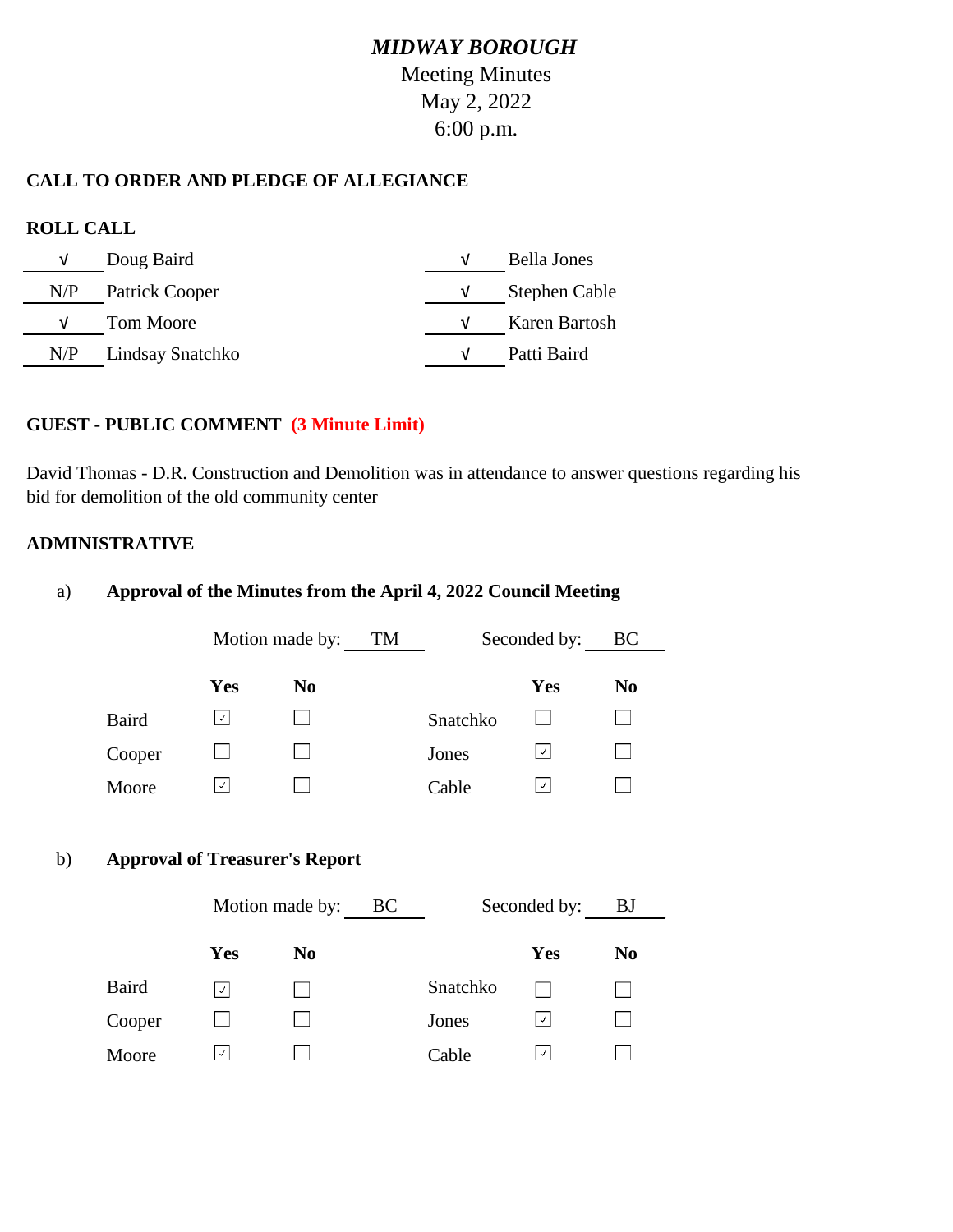# *MIDWAY BOROUGH*

Meeting Minutes
May 2, 2022
6:00 p.m.

## CALL TO ORDER AND PLEDGE OF ALLEGIANCE

## ROLL CALL

| | | | |
|---|---|---|---|
| √ | Doug Baird | √ | Bella Jones |
| N/P | Patrick Cooper | √ | Stephen Cable |
| √ | Tom Moore | √ | Karen Bartosh |
| N/P | Lindsay Snatchko | √ | Patti Baird |

## GUEST - PUBLIC COMMENT (3 Minute Limit)

David Thomas - D.R. Construction and Demolition was in attendance to answer questions regarding his bid for demolition of the old community center

## ADMINISTRATIVE

a) **Approval of the Minutes from the April 4, 2022 Council Meeting**

Motion made by: TM    Seconded by: BC

| | Yes | No | | Yes | No |
|---|---|---|---|---|---|
| Baird | ☑ | ☐ | Snatchko | ☐ | ☐ |
| Cooper | ☐ | ☐ | Jones | ☑ | ☐ |
| Moore | ☑ | ☐ | Cable | ☑ | ☐ |

b) **Approval of Treasurer's Report**

Motion made by: BC    Seconded by: BJ

| | Yes | No | | Yes | No |
|---|---|---|---|---|---|
| Baird | ☑ | ☐ | Snatchko | ☐ | ☐ |
| Cooper | ☐ | ☐ | Jones | ☑ | ☐ |
| Moore | ☑ | ☐ | Cable | ☑ | ☐ |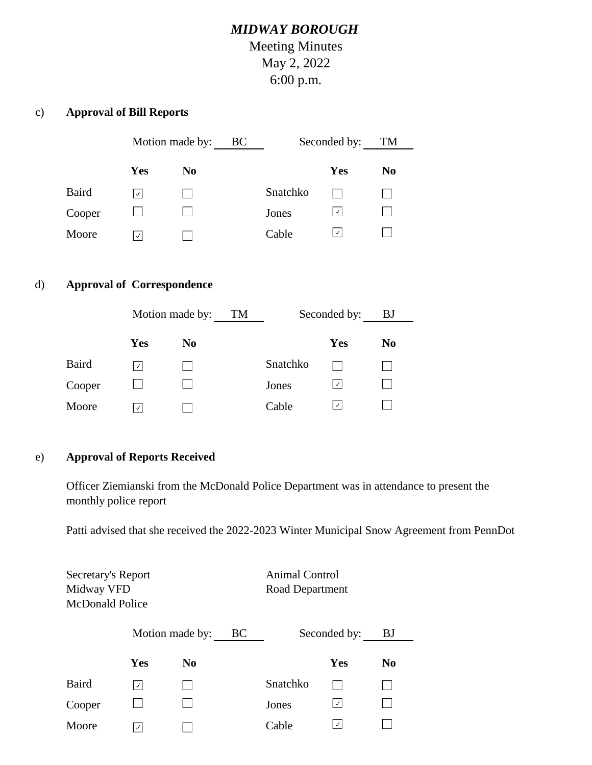# *MIDWAY BOROUGH*

Meeting Minutes
May 2, 2022
6:00 p.m.

c) **Approval of Bill Reports**

Motion made by: BC Seconded by: TM

| | Yes | No | | Yes | No |
|---|---|---|---|---|---|
| Baird | ☑ | ☐ | Snatchko | ☐ | ☐ |
| Cooper | ☐ | ☐ | Jones | ☑ | ☐ |
| Moore | ☑ | ☐ | Cable | ☑ | ☐ |

d) **Approval of Correspondence**

Motion made by: TM Seconded by: BJ

| | Yes | No | | Yes | No |
|---|---|---|---|---|---|
| Baird | ☑ | ☐ | Snatchko | ☐ | ☐ |
| Cooper | ☐ | ☐ | Jones | ☑ | ☐ |
| Moore | ☑ | ☐ | Cable | ☑ | ☐ |

e) **Approval of Reports Received**

Officer Ziemianski from the McDonald Police Department was in attendance to present the monthly police report

Patti advised that she received the 2022-2023 Winter Municipal Snow Agreement from PennDot

Secretary's Report
Midway VFD
McDonald Police
Animal Control
Road Department

Motion made by: BC Seconded by: BJ

| | Yes | No | | Yes | No |
|---|---|---|---|---|---|
| Baird | ☑ | ☐ | Snatchko | ☐ | ☐ |
| Cooper | ☐ | ☐ | Jones | ☑ | ☐ |
| Moore | ☑ | ☐ | Cable | ☑ | ☐ |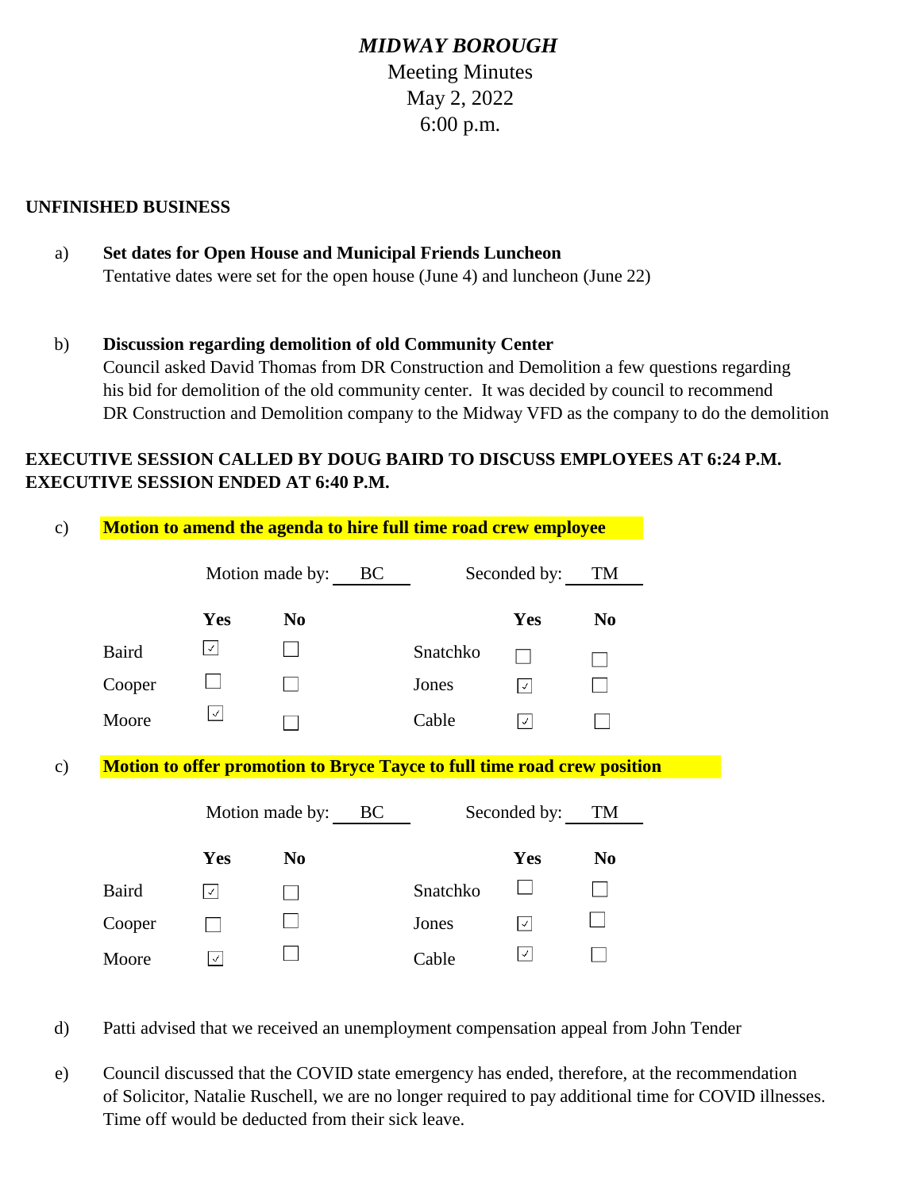# *MIDWAY BOROUGH*

Meeting Minutes
May 2, 2022
6:00 p.m.

## UNFINISHED BUSINESS

a) **Set dates for Open House and Municipal Friends Luncheon**
Tentative dates were set for the open house (June 4) and luncheon (June 22)

b) **Discussion regarding demolition of old Community Center**
Council asked David Thomas from DR Construction and Demolition a few questions regarding his bid for demolition of the old community center. It was decided by council to recommend DR Construction and Demolition company to the Midway VFD as the company to do the demolition

**EXECUTIVE SESSION CALLED BY DOUG BAIRD TO DISCUSS EMPLOYEES AT 6:24 P.M.**
**EXECUTIVE SESSION ENDED AT 6:40 P.M.**

c) **Motion to amend the agenda to hire full time road crew employee**

Motion made by: BC Seconded by: TM

| | Yes | No | | Yes | No |
|---|---|---|---|---|---|
| Baird | ☑ | ☐ | Snatchko | ☐ | ☐ |
| Cooper | ☐ | ☐ | Jones | ☑ | ☐ |
| Moore | ☑ | ☐ | Cable | ☑ | ☐ |

c) **Motion to offer promotion to Bryce Tayce to full time road crew position**

Motion made by: BC Seconded by: TM

| | Yes | No | | Yes | No |
|---|---|---|---|---|---|
| Baird | ☑ | ☐ | Snatchko | ☐ | ☐ |
| Cooper | ☐ | ☐ | Jones | ☑ | ☐ |
| Moore | ☑ | ☐ | Cable | ☑ | ☐ |

d) Patti advised that we received an unemployment compensation appeal from John Tender

e) Council discussed that the COVID state emergency has ended, therefore, at the recommendation of Solicitor, Natalie Ruschell, we are no longer required to pay additional time for COVID illnesses. Time off would be deducted from their sick leave.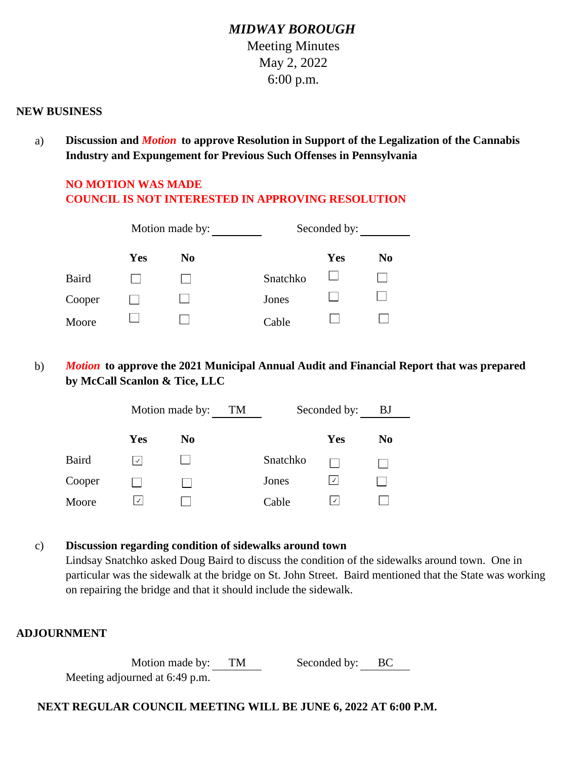# *MIDWAY BOROUGH*

Meeting Minutes
May 2, 2022
6:00 p.m.

## NEW BUSINESS

a) **Discussion and *Motion* to approve Resolution in Support of the Legalization of the Cannabis Industry and Expungement for Previous Such Offenses in Pennsylvania**

**NO MOTION WAS MADE**
**COUNCIL IS NOT INTERESTED IN APPROVING RESOLUTION**

Motion made by: ________ Seconded by: ________

| | Yes | No | | Yes | No |
|---|---|---|---|---|---|
| Baird | ☐ | ☐ | Snatchko | ☐ | ☐ |
| Cooper | ☐ | ☐ | Jones | ☐ | ☐ |
| Moore | ☐ | ☐ | Cable | ☐ | ☐ |

b) ***Motion* to approve the 2021 Municipal Annual Audit and Financial Report that was prepared by McCall Scanlon & Tice, LLC**

Motion made by: TM Seconded by: BJ

| | Yes | No | | Yes | No |
|---|---|---|---|---|---|
| Baird | ☑ | ☐ | Snatchko | ☐ | ☐ |
| Cooper | ☐ | ☐ | Jones | ☑ | ☐ |
| Moore | ☑ | ☐ | Cable | ☑ | ☐ |

c) **Discussion regarding condition of sidewalks around town**
Lindsay Snatchko asked Doug Baird to discuss the condition of the sidewalks around town. One in particular was the sidewalk at the bridge on St. John Street. Baird mentioned that the State was working on repairing the bridge and that it should include the sidewalk.

## ADJOURNMENT

Motion made by: TM Seconded by: BC
Meeting adjourned at 6:49 p.m.

**NEXT REGULAR COUNCIL MEETING WILL BE JUNE 6, 2022 AT 6:00 P.M.**